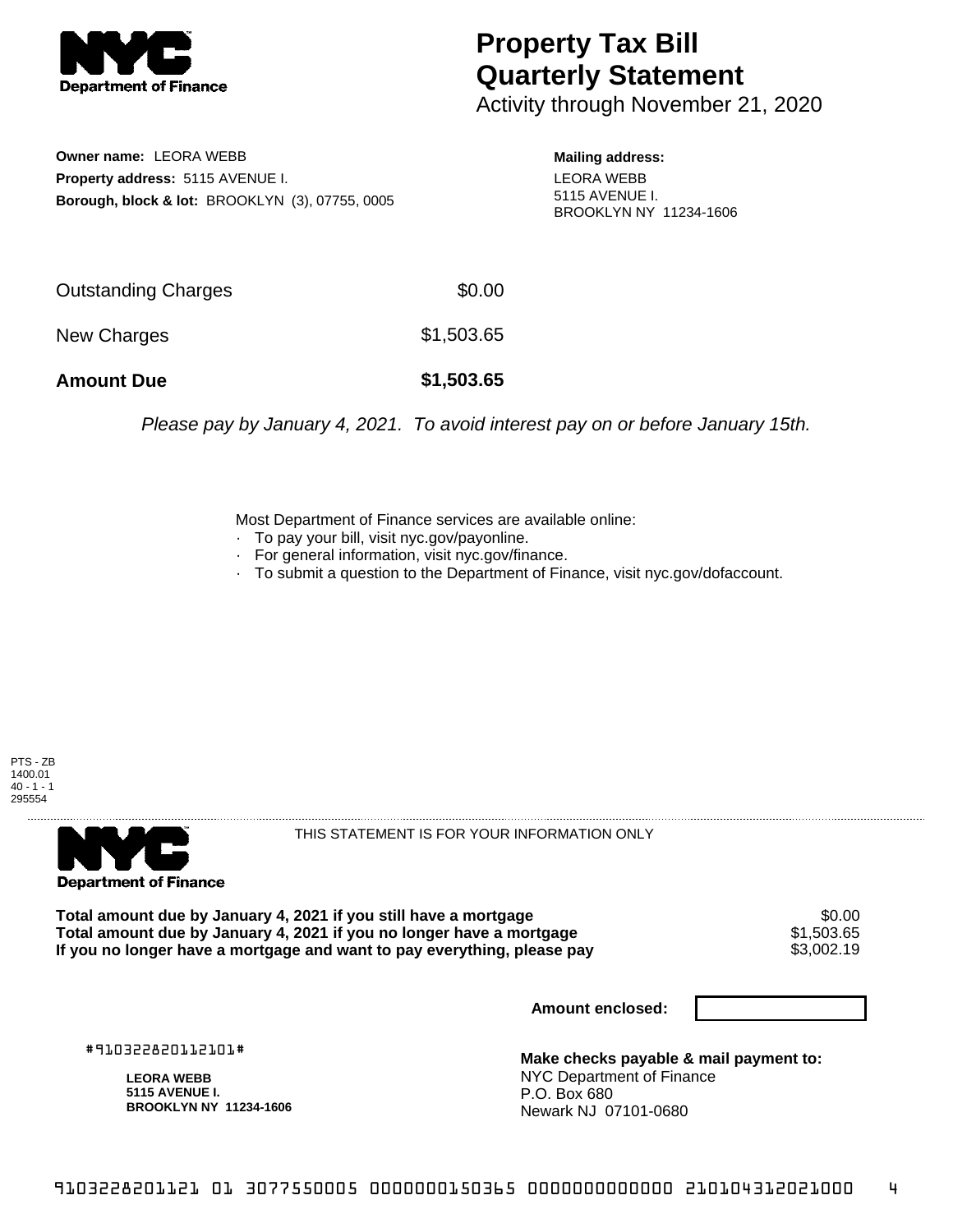# Property Tax Bill Quarterly Statement

Activity through November 21, 2020

**Owner name:** LEORA WEBB
**Property address:** 5115 AVENUE I.
**Borough, block & lot:** BROOKLYN (3), 07755, 0005

**Mailing address:**
LEORA WEBB
5115 AVENUE I.
BROOKLYN NY 11234-1606

| | |
|---|---|
| Outstanding Charges | $0.00 |
| New Charges | $1,503.65 |
| **Amount Due** | **$1,503.65** |

*Please pay by January 4, 2021. To avoid interest pay on or before January 15th.*

Most Department of Finance services are available online:

- To pay your bill, visit nyc.gov/payonline.
- For general information, visit nyc.gov/finance.
- To submit a question to the Department of Finance, visit nyc.gov/dofaccount.

PTS - ZB
1400.01
40 - 1 - 1
295554

THIS STATEMENT IS FOR YOUR INFORMATION ONLY

| | |
|---|---|
| **Total amount due by January 4, 2021 if you still have a mortgage** | $0.00 |
| **Total amount due by January 4, 2021 if you no longer have a mortgage** | $1,503.65 |
| **If you no longer have a mortgage and want to pay everything, please pay** | $3,002.19 |

**Amount enclosed:**

#910322820112101#

**LEORA WEBB**
**5115 AVENUE I.**
**BROOKLYN NY 11234-1606**

**Make checks payable & mail payment to:**
NYC Department of Finance
P.O. Box 680
Newark NJ 07101-0680

9103228201121 01 3077550005 0000000150365 0000000000000 210104312021000 4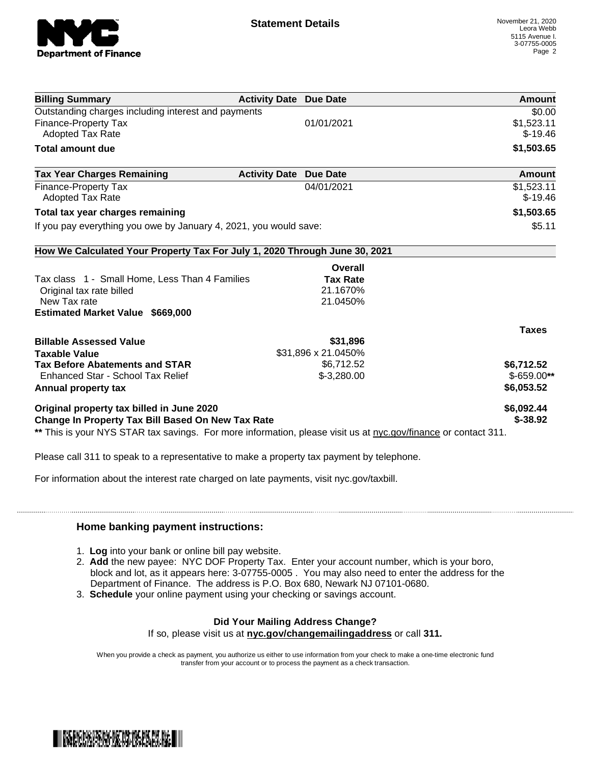# Statement Details

November 21, 2020
Leora Webb
5115 Avenue I.
3-07755-0005

| Billing Summary | Activity Date | Due Date | Amount |
| --- | --- | --- | --- |
| Outstanding charges including interest and payments | | | $0.00 |
| Finance-Property Tax | | 01/01/2021 | $1,523.11 |
| Adopted Tax Rate | | | $-19.46 |
| **Total amount due** | | | **$1,503.65** |

| Tax Year Charges Remaining | Activity Date | Due Date | Amount |
| --- | --- | --- | --- |
| Finance-Property Tax | | 04/01/2021 | $1,523.11 |
| Adopted Tax Rate | | | $-19.46 |
| **Total tax year charges remaining** | | | **$1,503.65** |
| If you pay everything you owe by January 4, 2021, you would save: | | | $5.11 |

## How We Calculated Your Property Tax For July 1, 2020 Through June 30, 2021

| | Overall Tax Rate | Taxes |
| --- | --- | --- |
| Tax class 1 - Small Home, Less Than 4 Families | | |
| Original tax rate billed | 21.1670% | |
| New Tax rate | 21.0450% | |
| **Estimated Market Value $669,000** | | |
| **Billable Assessed Value** | **$31,896** | |
| **Taxable Value** | $31,896 x 21.0450% | |
| **Tax Before Abatements and STAR** | $6,712.52 | **$6,712.52** |
| Enhanced Star - School Tax Relief | $-3,280.00 | $-659.00** |
| **Annual property tax** | | **$6,053.52** |
| **Original property tax billed in June 2020** | | **$6,092.44** |
| **Change In Property Tax Bill Based On New Tax Rate** | | **$-38.92** |

** This is your NYS STAR tax savings. For more information, please visit us at nyc.gov/finance or contact 311.

Please call 311 to speak to a representative to make a property tax payment by telephone.

For information about the interest rate charged on late payments, visit nyc.gov/taxbill.

### Home banking payment instructions:

1. **Log** into your bank or online bill pay website.
2. **Add** the new payee: NYC DOF Property Tax. Enter your account number, which is your boro, block and lot, as it appears here: 3-07755-0005 . You may also need to enter the address for the Department of Finance. The address is P.O. Box 680, Newark NJ 07101-0680.
3. **Schedule** your online payment using your checking or savings account.

**Did Your Mailing Address Change?**
If so, please visit us at **nyc.gov/changemailingaddress** or call **311.**

When you provide a check as payment, you authorize us either to use information from your check to make a one-time electronic fund transfer from your account or to process the payment as a check transaction.